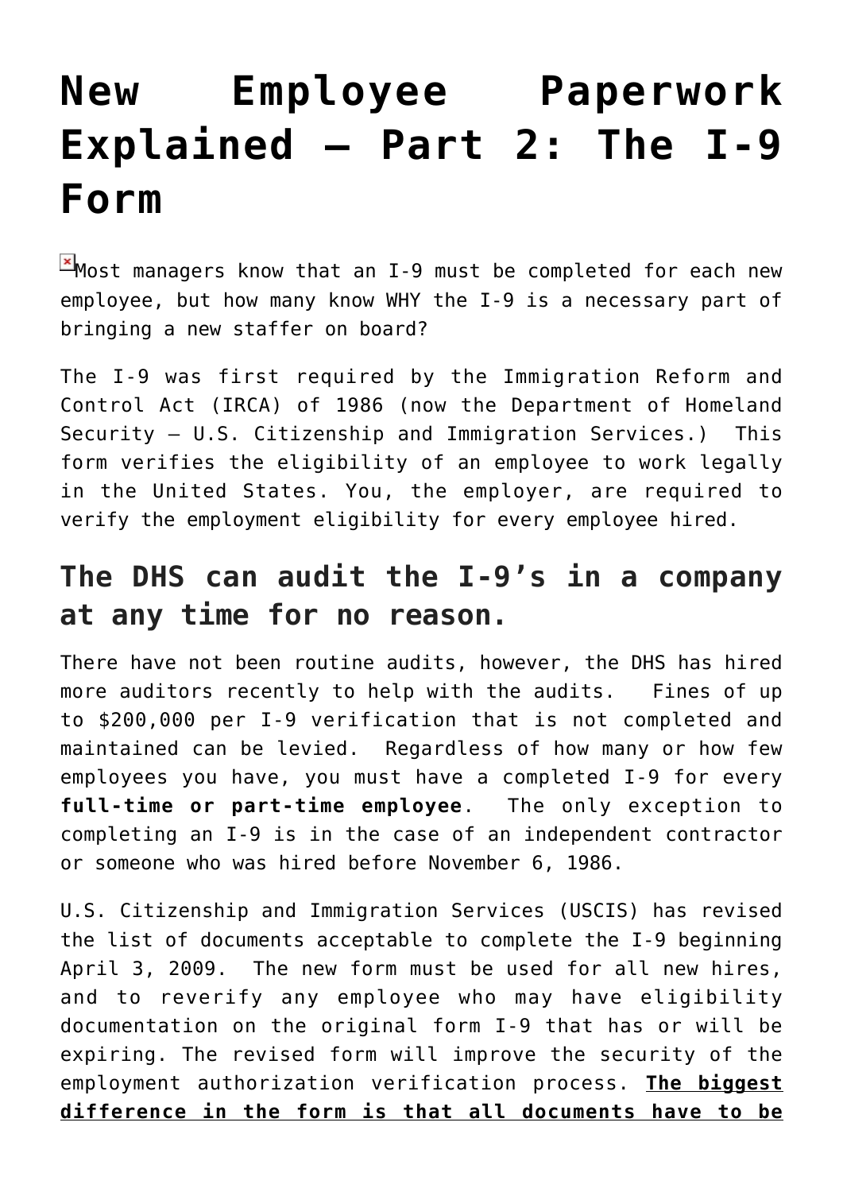# New Employee Paperwork Explained – Part 2: The I-9 Form

Most managers know that an I-9 must be completed for each new employee, but how many know WHY the I-9 is a necessary part of bringing a new staffer on board?

The I-9 was first required by the Immigration Reform and Control Act (IRCA) of 1986 (now the Department of Homeland Security – U.S. Citizenship and Immigration Services.)  This form verifies the eligibility of an employee to work legally in the United States. You, the employer, are required to verify the employment eligibility for every employee hired.

## The DHS can audit the I-9's in a company at any time for no reason.

There have not been routine audits, however, the DHS has hired more auditors recently to help with the audits.  Fines of up to $200,000 per I-9 verification that is not completed and maintained can be levied.  Regardless of how many or how few employees you have, you must have a completed I-9 for every **full-time or part-time employee**.  The only exception to completing an I-9 is in the case of an independent contractor or someone who was hired before November 6, 1986.

U.S. Citizenship and Immigration Services (USCIS) has revised the list of documents acceptable to complete the I-9 beginning April 3, 2009.  The new form must be used for all new hires, and to reverify any employee who may have eligibility documentation on the original form I-9 that has or will be expiring. The revised form will improve the security of the employment authorization verification process. **The biggest difference in the form is that all documents have to be**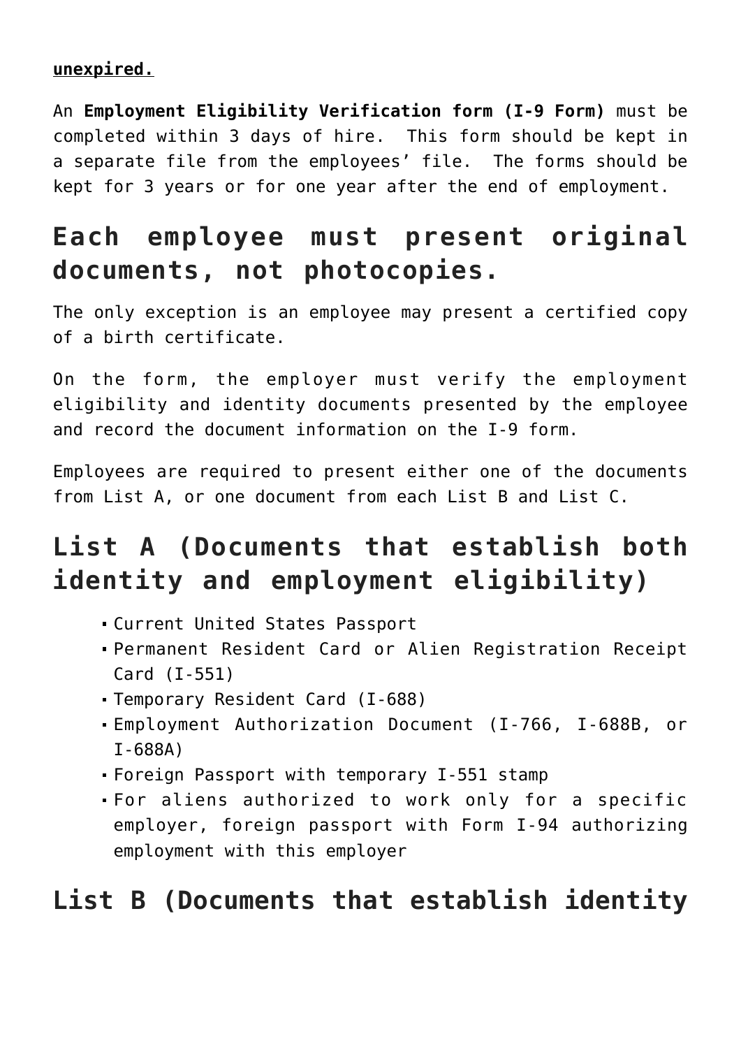**unexpired.**

An **Employment Eligibility Verification form (I-9 Form)** must be completed within 3 days of hire. This form should be kept in a separate file from the employees' file. The forms should be kept for 3 years or for one year after the end of employment.

## Each employee must present original documents, not photocopies.

The only exception is an employee may present a certified copy of a birth certificate.

On the form, the employer must verify the employment eligibility and identity documents presented by the employee and record the document information on the I-9 form.

Employees are required to present either one of the documents from List A, or one document from each List B and List C.

## List A (Documents that establish both identity and employment eligibility)

- Current United States Passport
- Permanent Resident Card or Alien Registration Receipt Card (I-551)
- Temporary Resident Card (I-688)
- Employment Authorization Document (I-766, I-688B, or I-688A)
- Foreign Passport with temporary I-551 stamp
- For aliens authorized to work only for a specific employer, foreign passport with Form I-94 authorizing employment with this employer

## List B (Documents that establish identity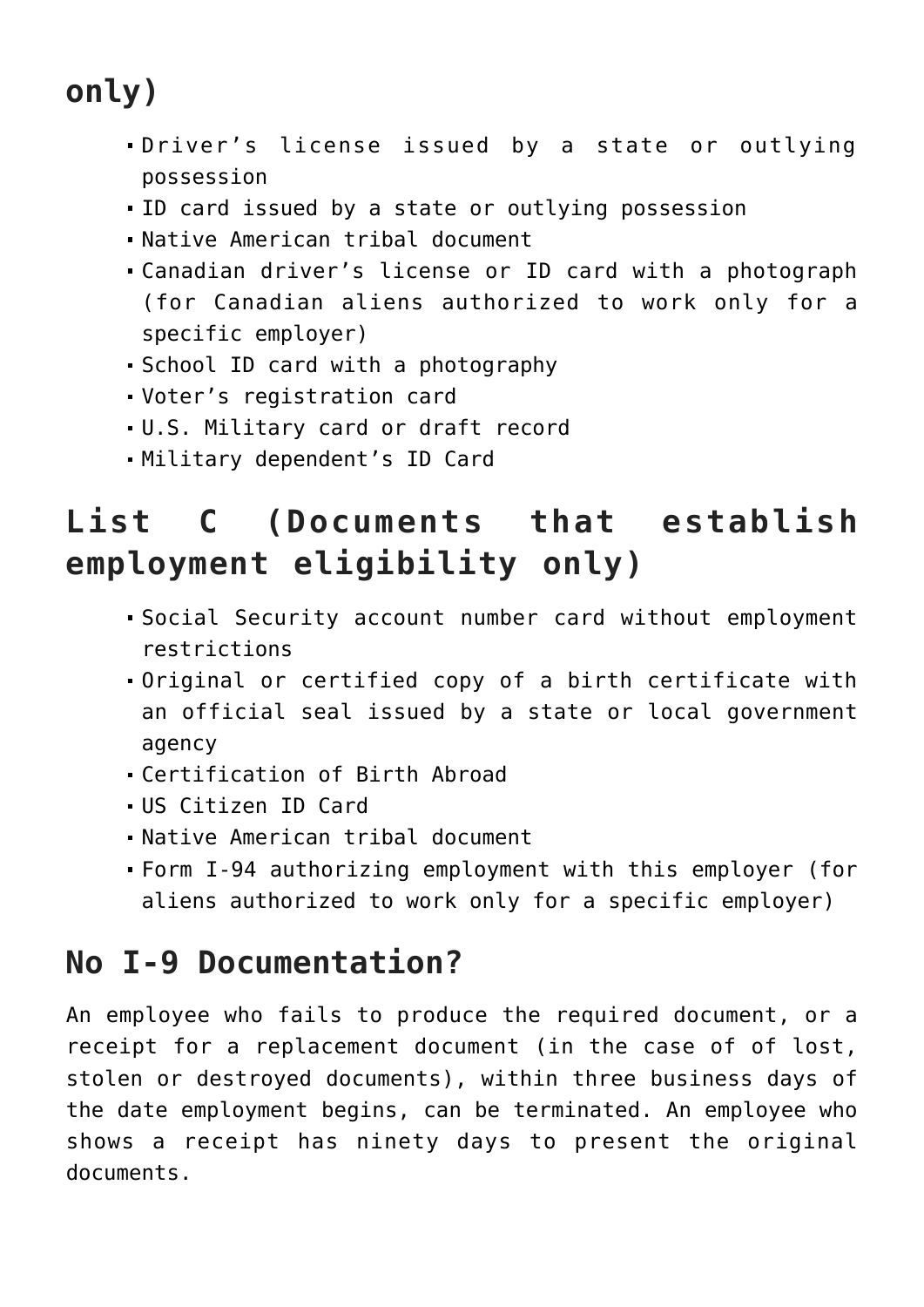## only)

- Driver's license issued by a state or outlying possession
- ID card issued by a state or outlying possession
- Native American tribal document
- Canadian driver's license or ID card with a photograph (for Canadian aliens authorized to work only for a specific employer)
- School ID card with a photography
- Voter's registration card
- U.S. Military card or draft record
- Military dependent's ID Card

## List C (Documents that establish employment eligibility only)

- Social Security account number card without employment restrictions
- Original or certified copy of a birth certificate with an official seal issued by a state or local government agency
- Certification of Birth Abroad
- US Citizen ID Card
- Native American tribal document
- Form I-94 authorizing employment with this employer (for aliens authorized to work only for a specific employer)

## No I-9 Documentation?

An employee who fails to produce the required document, or a receipt for a replacement document (in the case of of lost, stolen or destroyed documents), within three business days of the date employment begins, can be terminated. An employee who shows a receipt has ninety days to present the original documents.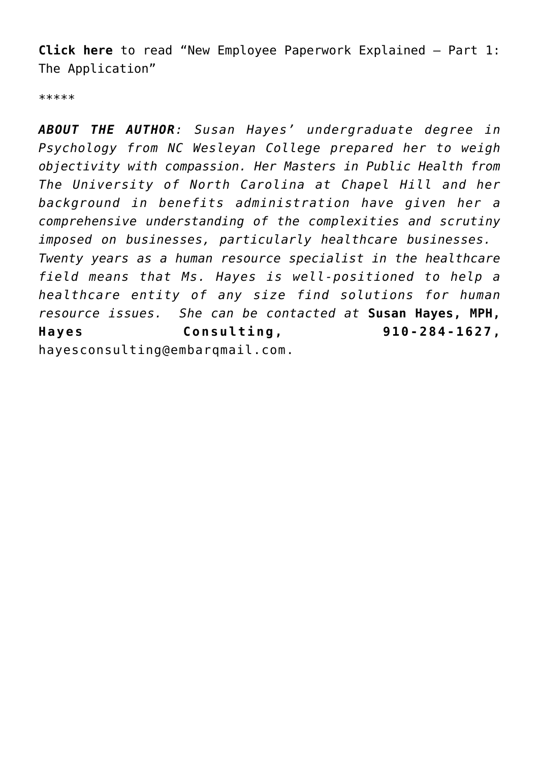**Click here** to read “New Employee Paperwork Explained – Part 1: The Application”

\*\*\*\*\*

***ABOUT THE AUTHOR****: Susan Hayes’ undergraduate degree in Psychology from NC Wesleyan College prepared her to weigh objectivity with compassion. Her Masters in Public Health from The University of North Carolina at Chapel Hill and her background in benefits administration have given her a comprehensive understanding of the complexities and scrutiny imposed on businesses, particularly healthcare businesses. Twenty years as a human resource specialist in the healthcare field means that Ms. Hayes is well-positioned to help a healthcare entity of any size find solutions for human resource issues. She can be contacted at* **Susan Hayes, MPH, Hayes Consulting, 910-284-1627,** hayesconsulting@embarqmail.com.